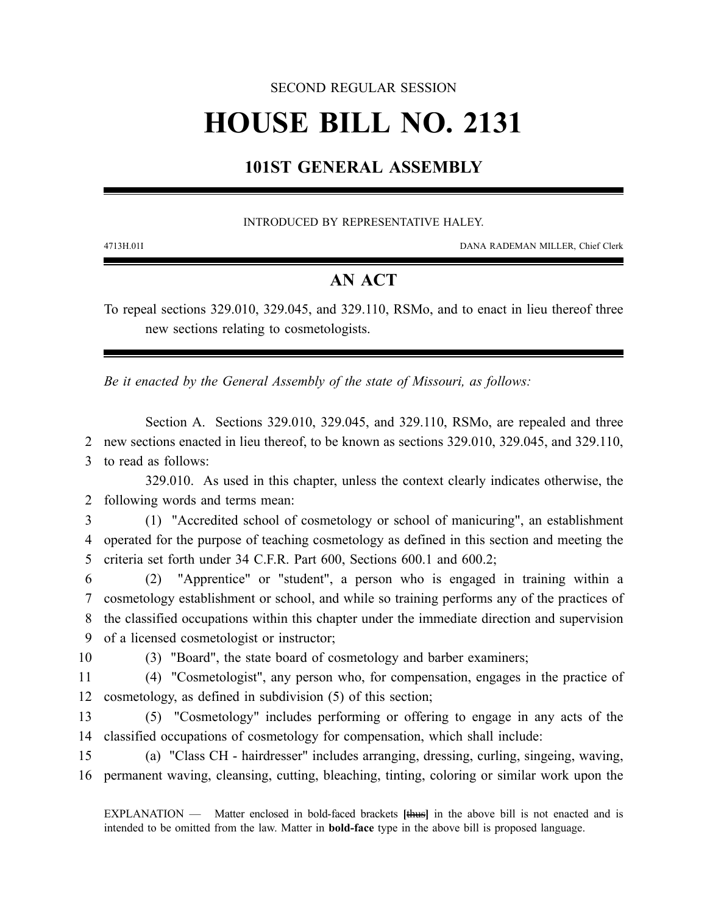SECOND REGULAR SESSION

# HOUSE BILL NO. 2131

## 101ST GENERAL ASSEMBLY

INTRODUCED BY REPRESENTATIVE HALEY.

4713H.01I DANA RADEMAN MILLER, Chief Clerk

## AN ACT

To repeal sections 329.010, 329.045, and 329.110, RSMo, and to enact in lieu thereof three new sections relating to cosmetologists.

*Be it enacted by the General Assembly of the state of Missouri, as follows:*

Section A. Sections 329.010, 329.045, and 329.110, RSMo, are repealed and three new sections enacted in lieu thereof, to be known as sections 329.010, 329.045, and 329.110, to read as follows:

329.010. As used in this chapter, unless the context clearly indicates otherwise, the following words and terms mean:

(1) "Accredited school of cosmetology or school of manicuring", an establishment operated for the purpose of teaching cosmetology as defined in this section and meeting the criteria set forth under 34 C.F.R. Part 600, Sections 600.1 and 600.2;

(2) "Apprentice" or "student", a person who is engaged in training within a cosmetology establishment or school, and while so training performs any of the practices of the classified occupations within this chapter under the immediate direction and supervision of a licensed cosmetologist or instructor;

(3) "Board", the state board of cosmetology and barber examiners;

(4) "Cosmetologist", any person who, for compensation, engages in the practice of cosmetology, as defined in subdivision (5) of this section;

(5) "Cosmetology" includes performing or offering to engage in any acts of the classified occupations of cosmetology for compensation, which shall include:

(a) "Class CH - hairdresser" includes arranging, dressing, curling, singeing, waving, permanent waving, cleansing, cutting, bleaching, tinting, coloring or similar work upon the

EXPLANATION — Matter enclosed in bold-faced brackets [~~thus~~] in the above bill is not enacted and is intended to be omitted from the law. Matter in **bold-face** type in the above bill is proposed language.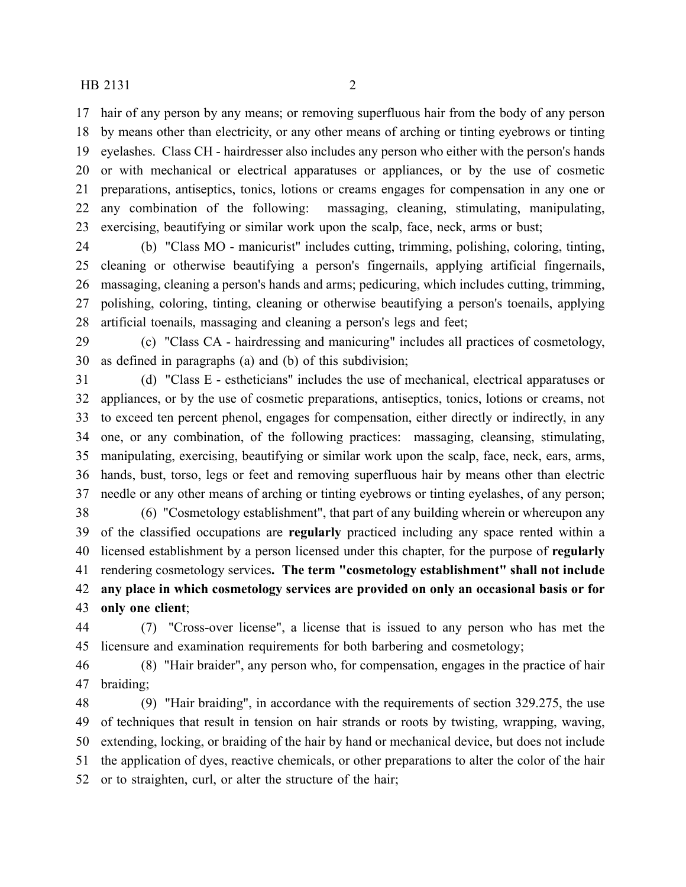hair of any person by any means; or removing superfluous hair from the body of any person by means other than electricity, or any other means of arching or tinting eyebrows or tinting eyelashes. Class CH - hairdresser also includes any person who either with the person's hands or with mechanical or electrical apparatuses or appliances, or by the use of cosmetic preparations, antiseptics, tonics, lotions or creams engages for compensation in any one or any combination of the following: massaging, cleaning, stimulating, manipulating, exercising, beautifying or similar work upon the scalp, face, neck, arms or bust;

(b) "Class MO - manicurist" includes cutting, trimming, polishing, coloring, tinting, cleaning or otherwise beautifying a person's fingernails, applying artificial fingernails, massaging, cleaning a person's hands and arms; pedicuring, which includes cutting, trimming, polishing, coloring, tinting, cleaning or otherwise beautifying a person's toenails, applying artificial toenails, massaging and cleaning a person's legs and feet;

(c) "Class CA - hairdressing and manicuring" includes all practices of cosmetology, as defined in paragraphs (a) and (b) of this subdivision;

(d) "Class E - estheticians" includes the use of mechanical, electrical apparatuses or appliances, or by the use of cosmetic preparations, antiseptics, tonics, lotions or creams, not to exceed ten percent phenol, engages for compensation, either directly or indirectly, in any one, or any combination, of the following practices: massaging, cleansing, stimulating, manipulating, exercising, beautifying or similar work upon the scalp, face, neck, ears, arms, hands, bust, torso, legs or feet and removing superfluous hair by means other than electric needle or any other means of arching or tinting eyebrows or tinting eyelashes, of any person;

(6) "Cosmetology establishment", that part of any building wherein or whereupon any of the classified occupations are **regularly** practiced including any space rented within a licensed establishment by a person licensed under this chapter, for the purpose of **regularly** rendering cosmetology services**. The term "cosmetology establishment" shall not include any place in which cosmetology services are provided on only an occasional basis or for only one client**;

(7) "Cross-over license", a license that is issued to any person who has met the licensure and examination requirements for both barbering and cosmetology;

(8) "Hair braider", any person who, for compensation, engages in the practice of hair braiding;

(9) "Hair braiding", in accordance with the requirements of section 329.275, the use of techniques that result in tension on hair strands or roots by twisting, wrapping, waving, extending, locking, or braiding of the hair by hand or mechanical device, but does not include the application of dyes, reactive chemicals, or other preparations to alter the color of the hair or to straighten, curl, or alter the structure of the hair;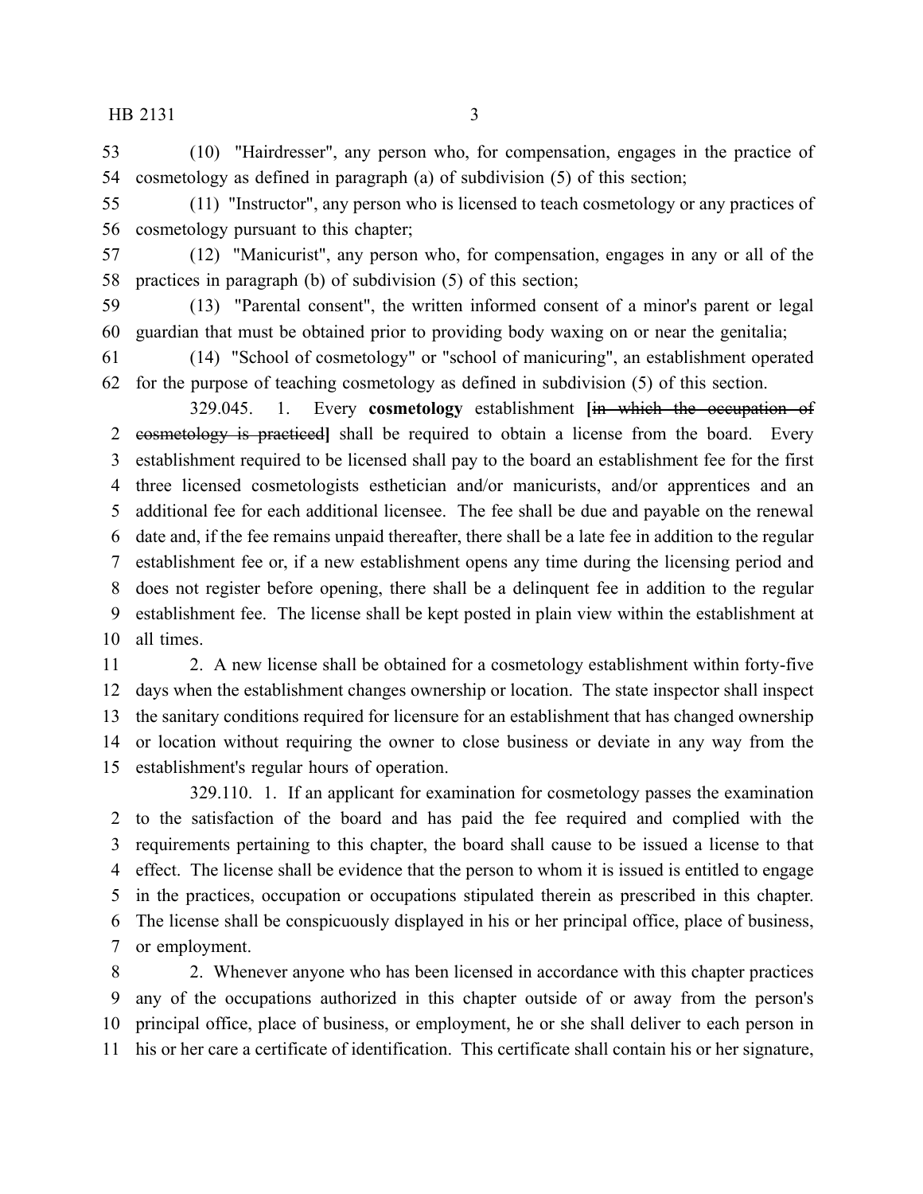(10) "Hairdresser", any person who, for compensation, engages in the practice of cosmetology as defined in paragraph (a) of subdivision (5) of this section;

(11) "Instructor", any person who is licensed to teach cosmetology or any practices of cosmetology pursuant to this chapter;

(12) "Manicurist", any person who, for compensation, engages in any or all of the practices in paragraph (b) of subdivision (5) of this section;

(13) "Parental consent", the written informed consent of a minor's parent or legal guardian that must be obtained prior to providing body waxing on or near the genitalia;

(14) "School of cosmetology" or "school of manicuring", an establishment operated for the purpose of teaching cosmetology as defined in subdivision (5) of this section.

329.045. 1. Every **cosmetology** establishment **[**~~in which the occupation of cosmetology is practiced~~**]** shall be required to obtain a license from the board. Every establishment required to be licensed shall pay to the board an establishment fee for the first three licensed cosmetologists esthetician and/or manicurists, and/or apprentices and an additional fee for each additional licensee. The fee shall be due and payable on the renewal date and, if the fee remains unpaid thereafter, there shall be a late fee in addition to the regular establishment fee or, if a new establishment opens any time during the licensing period and does not register before opening, there shall be a delinquent fee in addition to the regular establishment fee. The license shall be kept posted in plain view within the establishment at all times.

2. A new license shall be obtained for a cosmetology establishment within forty-five days when the establishment changes ownership or location. The state inspector shall inspect the sanitary conditions required for licensure for an establishment that has changed ownership or location without requiring the owner to close business or deviate in any way from the establishment's regular hours of operation.

329.110. 1. If an applicant for examination for cosmetology passes the examination to the satisfaction of the board and has paid the fee required and complied with the requirements pertaining to this chapter, the board shall cause to be issued a license to that effect. The license shall be evidence that the person to whom it is issued is entitled to engage in the practices, occupation or occupations stipulated therein as prescribed in this chapter. The license shall be conspicuously displayed in his or her principal office, place of business, or employment.

2. Whenever anyone who has been licensed in accordance with this chapter practices any of the occupations authorized in this chapter outside of or away from the person's principal office, place of business, or employment, he or she shall deliver to each person in his or her care a certificate of identification. This certificate shall contain his or her signature,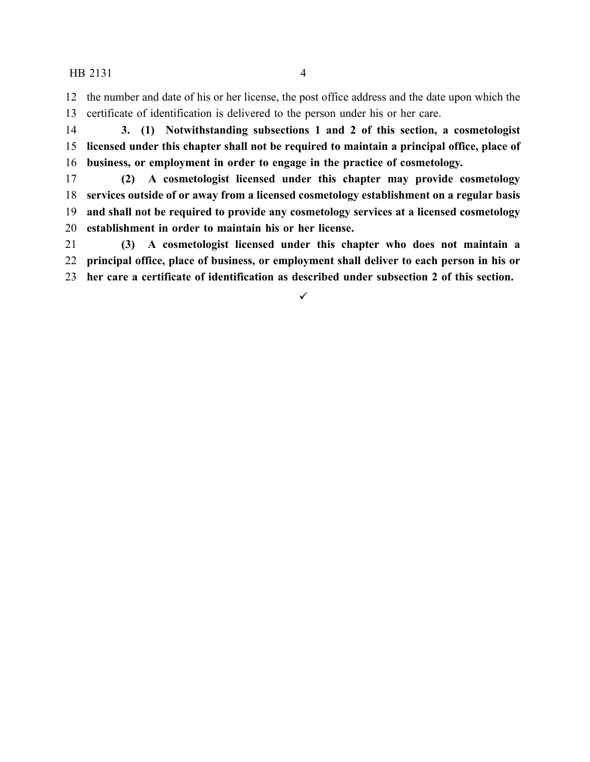the number and date of his or her license, the post office address and the date upon which the certificate of identification is delivered to the person under his or her care.

**3. (1) Notwithstanding subsections 1 and 2 of this section, a cosmetologist licensed under this chapter shall not be required to maintain a principal office, place of business, or employment in order to engage in the practice of cosmetology.**

**(2) A cosmetologist licensed under this chapter may provide cosmetology services outside of or away from a licensed cosmetology establishment on a regular basis and shall not be required to provide any cosmetology services at a licensed cosmetology establishment in order to maintain his or her license.**

**(3) A cosmetologist licensed under this chapter who does not maintain a principal office, place of business, or employment shall deliver to each person in his or her care a certificate of identification as described under subsection 2 of this section.**

✓